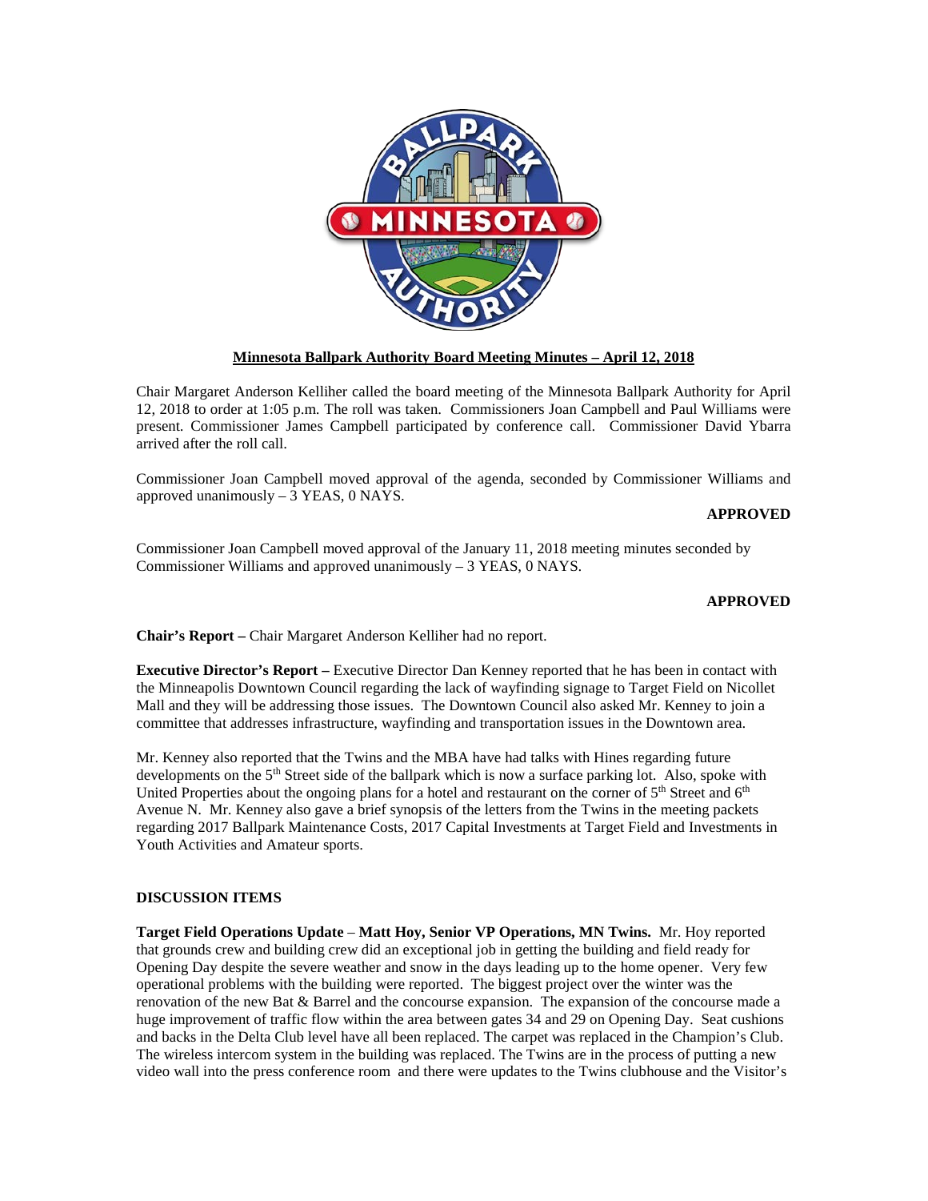**Minnesota Ballpark Authority Board Meeting Minutes – April 12, 2018**

Chair Margaret Anderson Kelliher called the board meeting of the Minnesota Ballpark Authority for April 12, 2018 to order at 1:05 p.m. The roll was taken. Commissioners Joan Campbell and Paul Williams were present. Commissioner James Campbell participated by conference call. Commissioner David Ybarra arrived after the roll call.

Commissioner Joan Campbell moved approval of the agenda, seconded by Commissioner Williams and approved unanimously – 3 YEAS, 0 NAYS.

**APPROVED**

Commissioner Joan Campbell moved approval of the January 11, 2018 meeting minutes seconded by Commissioner Williams and approved unanimously – 3 YEAS, 0 NAYS.

**APPROVED**

**Chair's Report –** Chair Margaret Anderson Kelliher had no report.

**Executive Director's Report –** Executive Director Dan Kenney reported that he has been in contact with the Minneapolis Downtown Council regarding the lack of wayfinding signage to Target Field on Nicollet Mall and they will be addressing those issues. The Downtown Council also asked Mr. Kenney to join a committee that addresses infrastructure, wayfinding and transportation issues in the Downtown area.

Mr. Kenney also reported that the Twins and the MBA have had talks with Hines regarding future developments on the 5th Street side of the ballpark which is now a surface parking lot. Also, spoke with United Properties about the ongoing plans for a hotel and restaurant on the corner of 5th Street and 6th Avenue N. Mr. Kenney also gave a brief synopsis of the letters from the Twins in the meeting packets regarding 2017 Ballpark Maintenance Costs, 2017 Capital Investments at Target Field and Investments in Youth Activities and Amateur sports.

**DISCUSSION ITEMS**

**Target Field Operations Update** – **Matt Hoy, Senior VP Operations, MN Twins.** Mr. Hoy reported that grounds crew and building crew did an exceptional job in getting the building and field ready for Opening Day despite the severe weather and snow in the days leading up to the home opener. Very few operational problems with the building were reported. The biggest project over the winter was the renovation of the new Bat & Barrel and the concourse expansion. The expansion of the concourse made a huge improvement of traffic flow within the area between gates 34 and 29 on Opening Day. Seat cushions and backs in the Delta Club level have all been replaced. The carpet was replaced in the Champion's Club. The wireless intercom system in the building was replaced. The Twins are in the process of putting a new video wall into the press conference room and there were updates to the Twins clubhouse and the Visitor's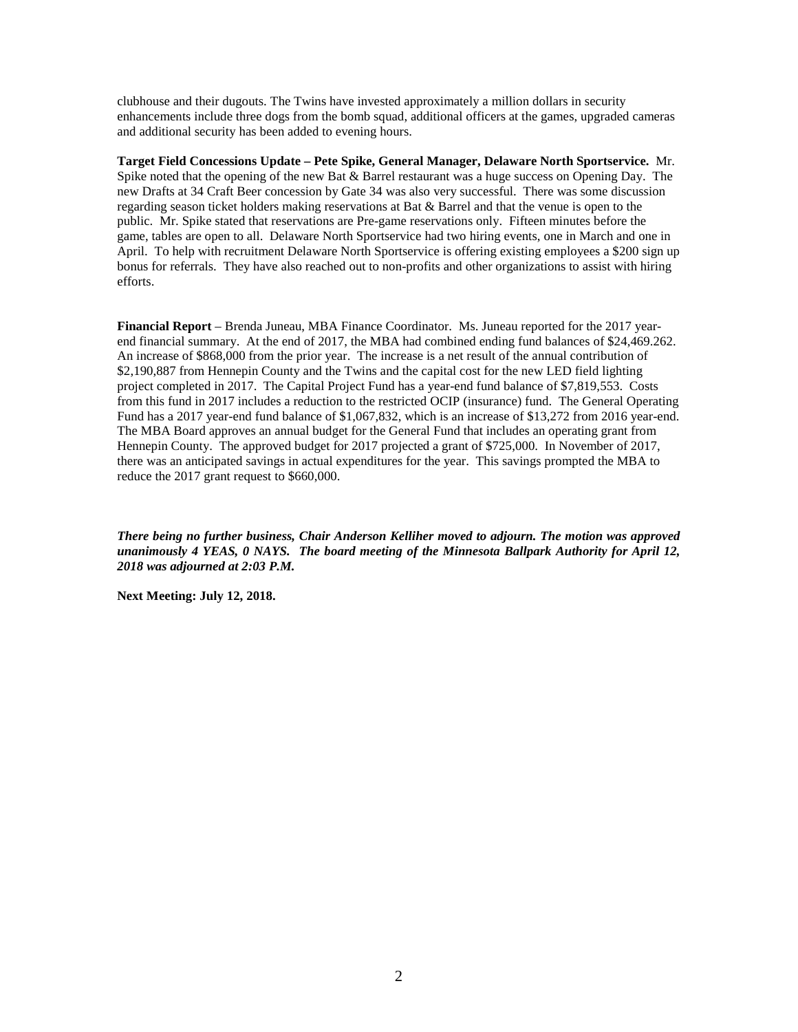clubhouse and their dugouts. The Twins have invested approximately a million dollars in security enhancements include three dogs from the bomb squad, additional officers at the games, upgraded cameras and additional security has been added to evening hours.

**Target Field Concessions Update – Pete Spike, General Manager, Delaware North Sportservice.** Mr. Spike noted that the opening of the new Bat & Barrel restaurant was a huge success on Opening Day. The new Drafts at 34 Craft Beer concession by Gate 34 was also very successful. There was some discussion regarding season ticket holders making reservations at Bat & Barrel and that the venue is open to the public. Mr. Spike stated that reservations are Pre-game reservations only. Fifteen minutes before the game, tables are open to all. Delaware North Sportservice had two hiring events, one in March and one in April. To help with recruitment Delaware North Sportservice is offering existing employees a $200 sign up bonus for referrals. They have also reached out to non-profits and other organizations to assist with hiring efforts.

**Financial Report** – Brenda Juneau, MBA Finance Coordinator. Ms. Juneau reported for the 2017 year-end financial summary. At the end of 2017, the MBA had combined ending fund balances of $24,469.262. An increase of $868,000 from the prior year. The increase is a net result of the annual contribution of $2,190,887 from Hennepin County and the Twins and the capital cost for the new LED field lighting project completed in 2017. The Capital Project Fund has a year-end fund balance of $7,819,553. Costs from this fund in 2017 includes a reduction to the restricted OCIP (insurance) fund. The General Operating Fund has a 2017 year-end fund balance of $1,067,832, which is an increase of $13,272 from 2016 year-end. The MBA Board approves an annual budget for the General Fund that includes an operating grant from Hennepin County. The approved budget for 2017 projected a grant of $725,000. In November of 2017, there was an anticipated savings in actual expenditures for the year. This savings prompted the MBA to reduce the 2017 grant request to $660,000.

***There being no further business, Chair Anderson Kelliher moved to adjourn. The motion was approved unanimously 4 YEAS, 0 NAYS. The board meeting of the Minnesota Ballpark Authority for April 12, 2018 was adjourned at 2:03 P.M.***

**Next Meeting: July 12, 2018.**